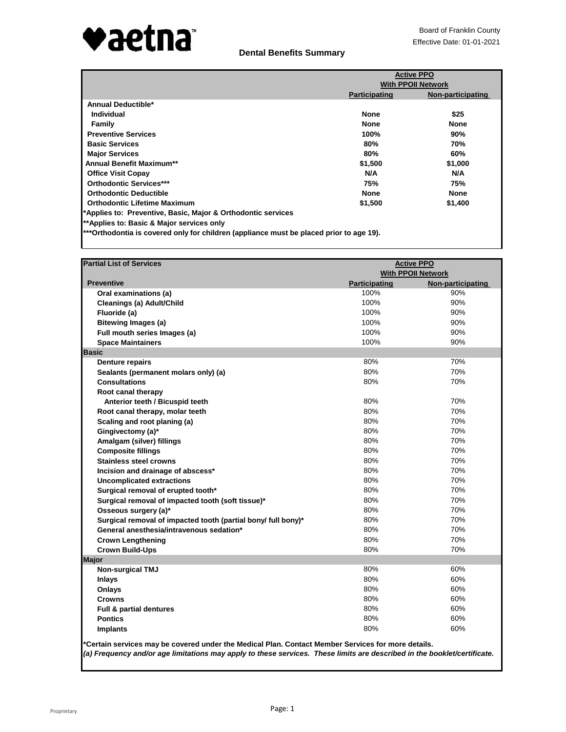Board of Franklin County
Effective Date: 01-01-2021

# Dental Benefits Summary

| | Active PPO With PPOII Network | |
|---|---|---|
| | **Participating** | **Non-participating** |
| **Annual Deductible*** | | |
| **Individual** | **None** | **$25** |
| **Family** | **None** | **None** |
| **Preventive Services** | **100%** | **90%** |
| **Basic Services** | **80%** | **70%** |
| **Major Services** | **80%** | **60%** |
| **Annual Benefit Maximum**** | **$1,500** | **$1,000** |
| **Office Visit Copay** | **N/A** | **N/A** |
| **Orthodontic Services***** | **75%** | **75%** |
| **Orthodontic Deductible** | **None** | **None** |
| **Orthodontic Lifetime Maximum** | **$1,500** | **$1,400** |

**\*Applies to: Preventive, Basic, Major & Orthodontic services**

**\*\*Applies to: Basic & Major services only**

**\*\*\*Orthodontia is covered only for children (appliance must be placed prior to age 19).**

| Partial List of Services | Active PPO With PPOII Network | |
|---|---|---|
| **Preventive** | **Participating** | **Non-participating** |
| Oral examinations (a) | 100% | 90% |
| Cleanings (a) Adult/Child | 100% | 90% |
| Fluoride (a) | 100% | 90% |
| Bitewing Images (a) | 100% | 90% |
| Full mouth series Images (a) | 100% | 90% |
| Space Maintainers | 100% | 90% |
| **Basic** | | |
| Denture repairs | 80% | 70% |
| Sealants (permanent molars only) (a) | 80% | 70% |
| Consultations | 80% | 70% |
| Root canal therapy | | |
| Anterior teeth / Bicuspid teeth | 80% | 70% |
| Root canal therapy, molar teeth | 80% | 70% |
| Scaling and root planing (a) | 80% | 70% |
| Gingivectomy (a)* | 80% | 70% |
| Amalgam (silver) fillings | 80% | 70% |
| Composite fillings | 80% | 70% |
| Stainless steel crowns | 80% | 70% |
| Incision and drainage of abscess* | 80% | 70% |
| Uncomplicated extractions | 80% | 70% |
| Surgical removal of erupted tooth* | 80% | 70% |
| Surgical removal of impacted tooth (soft tissue)* | 80% | 70% |
| Osseous surgery (a)* | 80% | 70% |
| Surgical removal of impacted tooth (partial bony/ full bony)* | 80% | 70% |
| General anesthesia/intravenous sedation* | 80% | 70% |
| Crown Lengthening | 80% | 70% |
| Crown Build-Ups | 80% | 70% |
| **Major** | | |
| Non-surgical TMJ | 80% | 60% |
| Inlays | 80% | 60% |
| Onlays | 80% | 60% |
| Crowns | 80% | 60% |
| Full & partial dentures | 80% | 60% |
| Pontics | 80% | 60% |
| Implants | 80% | 60% |

**\*Certain services may be covered under the Medical Plan. Contact Member Services for more details.**

***(a) Frequency and/or age limitations may apply to these services. These limits are described in the booklet/certificate.***

Proprietary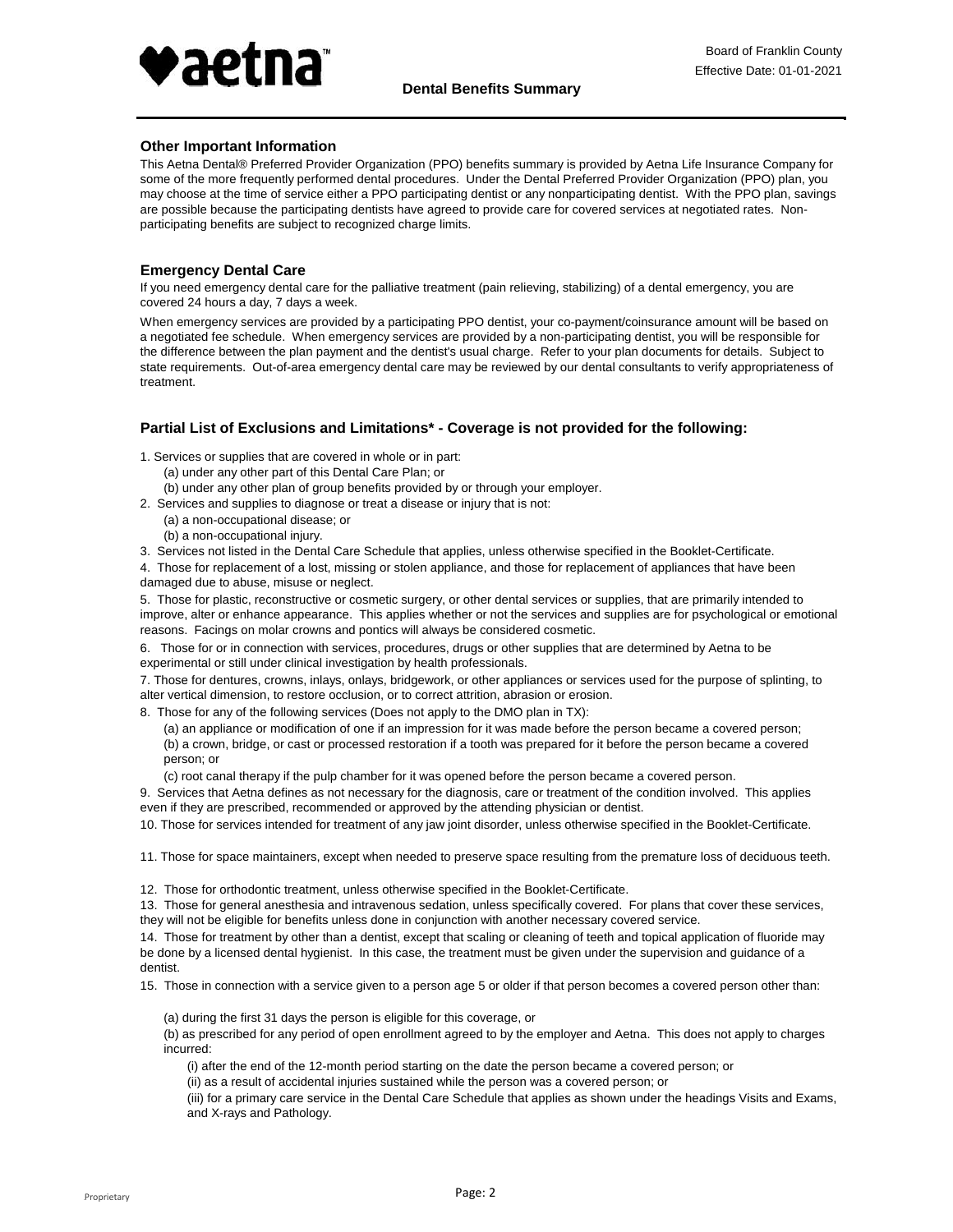## Other Important Information

This Aetna Dental® Preferred Provider Organization (PPO) benefits summary is provided by Aetna Life Insurance Company for some of the more frequently performed dental procedures. Under the Dental Preferred Provider Organization (PPO) plan, you may choose at the time of service either a PPO participating dentist or any nonparticipating dentist. With the PPO plan, savings are possible because the participating dentists have agreed to provide care for covered services at negotiated rates. Non-participating benefits are subject to recognized charge limits.

## Emergency Dental Care

If you need emergency dental care for the palliative treatment (pain relieving, stabilizing) of a dental emergency, you are covered 24 hours a day, 7 days a week.

When emergency services are provided by a participating PPO dentist, your co-payment/coinsurance amount will be based on a negotiated fee schedule. When emergency services are provided by a non-participating dentist, you will be responsible for the difference between the plan payment and the dentist's usual charge. Refer to your plan documents for details. Subject to state requirements. Out-of-area emergency dental care may be reviewed by our dental consultants to verify appropriateness of treatment.

## Partial List of Exclusions and Limitations* - Coverage is not provided for the following:

1. Services or supplies that are covered in whole or in part:
   (a) under any other part of this Dental Care Plan; or
   (b) under any other plan of group benefits provided by or through your employer.
2. Services and supplies to diagnose or treat a disease or injury that is not:
   (a) a non-occupational disease; or
   (b) a non-occupational injury.
3. Services not listed in the Dental Care Schedule that applies, unless otherwise specified in the Booklet-Certificate.
4. Those for replacement of a lost, missing or stolen appliance, and those for replacement of appliances that have been damaged due to abuse, misuse or neglect.
5. Those for plastic, reconstructive or cosmetic surgery, or other dental services or supplies, that are primarily intended to improve, alter or enhance appearance. This applies whether or not the services and supplies are for psychological or emotional reasons. Facings on molar crowns and pontics will always be considered cosmetic.
6. Those for or in connection with services, procedures, drugs or other supplies that are determined by Aetna to be experimental or still under clinical investigation by health professionals.
7. Those for dentures, crowns, inlays, onlays, bridgework, or other appliances or services used for the purpose of splinting, to alter vertical dimension, to restore occlusion, or to correct attrition, abrasion or erosion.
8. Those for any of the following services (Does not apply to the DMO plan in TX):
   (a) an appliance or modification of one if an impression for it was made before the person became a covered person;
   (b) a crown, bridge, or cast or processed restoration if a tooth was prepared for it before the person became a covered person; or
   (c) root canal therapy if the pulp chamber for it was opened before the person became a covered person.
9. Services that Aetna defines as not necessary for the diagnosis, care or treatment of the condition involved. This applies even if they are prescribed, recommended or approved by the attending physician or dentist.
10. Those for services intended for treatment of any jaw joint disorder, unless otherwise specified in the Booklet-Certificate.
11. Those for space maintainers, except when needed to preserve space resulting from the premature loss of deciduous teeth.
12. Those for orthodontic treatment, unless otherwise specified in the Booklet-Certificate.
13. Those for general anesthesia and intravenous sedation, unless specifically covered. For plans that cover these services, they will not be eligible for benefits unless done in conjunction with another necessary covered service.
14. Those for treatment by other than a dentist, except that scaling or cleaning of teeth and topical application of fluoride may be done by a licensed dental hygienist. In this case, the treatment must be given under the supervision and guidance of a dentist.
15. Those in connection with a service given to a person age 5 or older if that person becomes a covered person other than:
   (a) during the first 31 days the person is eligible for this coverage, or
   (b) as prescribed for any period of open enrollment agreed to by the employer and Aetna. This does not apply to charges incurred:
      (i) after the end of the 12-month period starting on the date the person became a covered person; or
      (ii) as a result of accidental injuries sustained while the person was a covered person; or
      (iii) for a primary care service in the Dental Care Schedule that applies as shown under the headings Visits and Exams, and X-rays and Pathology.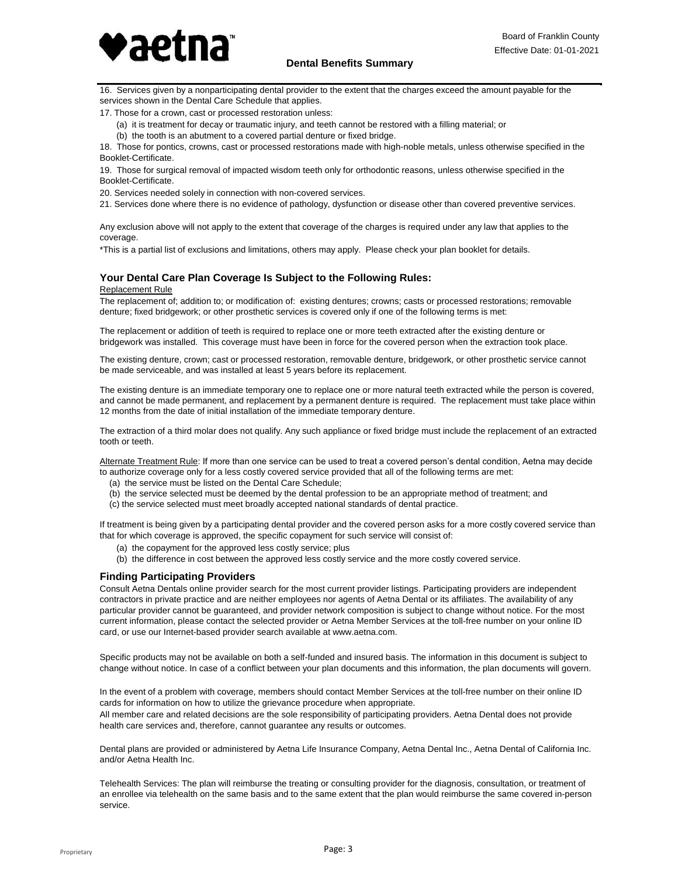16. Services given by a nonparticipating dental provider to the extent that the charges exceed the amount payable for the services shown in the Dental Care Schedule that applies.

17. Those for a crown, cast or processed restoration unless:

   (a) it is treatment for decay or traumatic injury, and teeth cannot be restored with a filling material; or

   (b) the tooth is an abutment to a covered partial denture or fixed bridge.

18. Those for pontics, crowns, cast or processed restorations made with high-noble metals, unless otherwise specified in the Booklet-Certificate.

19. Those for surgical removal of impacted wisdom teeth only for orthodontic reasons, unless otherwise specified in the Booklet-Certificate.

20. Services needed solely in connection with non-covered services.

21. Services done where there is no evidence of pathology, dysfunction or disease other than covered preventive services.

Any exclusion above will not apply to the extent that coverage of the charges is required under any law that applies to the coverage.

*This is a partial list of exclusions and limitations, others may apply. Please check your plan booklet for details.

### Your Dental Care Plan Coverage Is Subject to the Following Rules:

Replacement Rule

The replacement of; addition to; or modification of: existing dentures; crowns; casts or processed restorations; removable denture; fixed bridgework; or other prosthetic services is covered only if one of the following terms is met:

The replacement or addition of teeth is required to replace one or more teeth extracted after the existing denture or bridgework was installed. This coverage must have been in force for the covered person when the extraction took place.

The existing denture, crown; cast or processed restoration, removable denture, bridgework, or other prosthetic service cannot be made serviceable, and was installed at least 5 years before its replacement.

The existing denture is an immediate temporary one to replace one or more natural teeth extracted while the person is covered, and cannot be made permanent, and replacement by a permanent denture is required. The replacement must take place within 12 months from the date of initial installation of the immediate temporary denture.

The extraction of a third molar does not qualify. Any such appliance or fixed bridge must include the replacement of an extracted tooth or teeth.

Alternate Treatment Rule: If more than one service can be used to treat a covered person's dental condition, Aetna may decide to authorize coverage only for a less costly covered service provided that all of the following terms are met:

(a) the service must be listed on the Dental Care Schedule;

(b) the service selected must be deemed by the dental profession to be an appropriate method of treatment; and

(c) the service selected must meet broadly accepted national standards of dental practice.

If treatment is being given by a participating dental provider and the covered person asks for a more costly covered service than that for which coverage is approved, the specific copayment for such service will consist of:

(a) the copayment for the approved less costly service; plus

(b) the difference in cost between the approved less costly service and the more costly covered service.

### Finding Participating Providers

Consult Aetna Dentals online provider search for the most current provider listings. Participating providers are independent contractors in private practice and are neither employees nor agents of Aetna Dental or its affiliates. The availability of any particular provider cannot be guaranteed, and provider network composition is subject to change without notice. For the most current information, please contact the selected provider or Aetna Member Services at the toll-free number on your online ID card, or use our Internet-based provider search available at www.aetna.com.

Specific products may not be available on both a self-funded and insured basis. The information in this document is subject to change without notice. In case of a conflict between your plan documents and this information, the plan documents will govern.

In the event of a problem with coverage, members should contact Member Services at the toll-free number on their online ID cards for information on how to utilize the grievance procedure when appropriate.

All member care and related decisions are the sole responsibility of participating providers. Aetna Dental does not provide health care services and, therefore, cannot guarantee any results or outcomes.

Dental plans are provided or administered by Aetna Life Insurance Company, Aetna Dental Inc., Aetna Dental of California Inc. and/or Aetna Health Inc.

Telehealth Services: The plan will reimburse the treating or consulting provider for the diagnosis, consultation, or treatment of an enrollee via telehealth on the same basis and to the same extent that the plan would reimburse the same covered in-person service.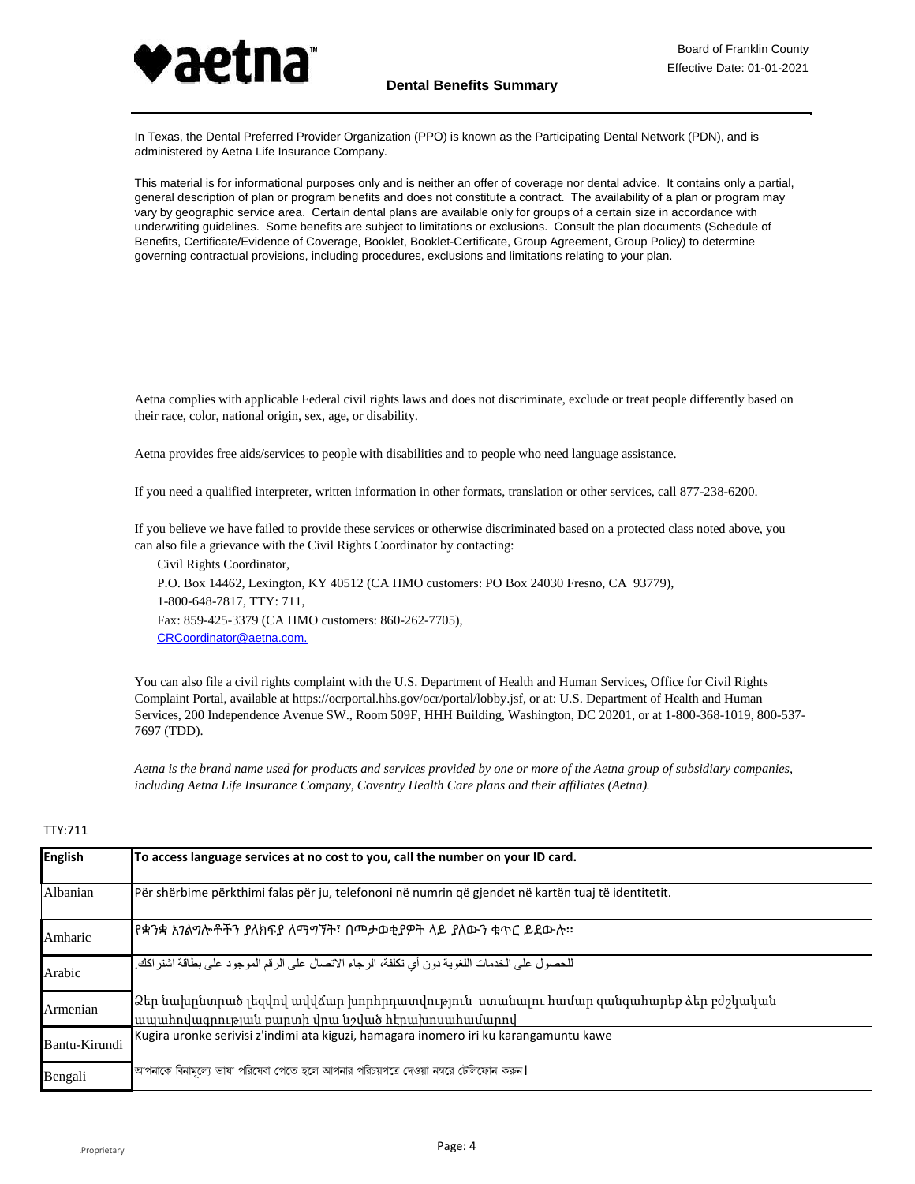In Texas, the Dental Preferred Provider Organization (PPO) is known as the Participating Dental Network (PDN), and is administered by Aetna Life Insurance Company.

This material is for informational purposes only and is neither an offer of coverage nor dental advice. It contains only a partial, general description of plan or program benefits and does not constitute a contract. The availability of a plan or program may vary by geographic service area. Certain dental plans are available only for groups of a certain size in accordance with underwriting guidelines. Some benefits are subject to limitations or exclusions. Consult the plan documents (Schedule of Benefits, Certificate/Evidence of Coverage, Booklet, Booklet-Certificate, Group Agreement, Group Policy) to determine governing contractual provisions, including procedures, exclusions and limitations relating to your plan.

Aetna complies with applicable Federal civil rights laws and does not discriminate, exclude or treat people differently based on their race, color, national origin, sex, age, or disability.

Aetna provides free aids/services to people with disabilities and to people who need language assistance.

If you need a qualified interpreter, written information in other formats, translation or other services, call 877-238-6200.

If you believe we have failed to provide these services or otherwise discriminated based on a protected class noted above, you can also file a grievance with the Civil Rights Coordinator by contacting:

Civil Rights Coordinator,
P.O. Box 14462, Lexington, KY 40512 (CA HMO customers: PO Box 24030 Fresno, CA 93779),
1-800-648-7817, TTY: 711,
Fax: 859-425-3379 (CA HMO customers: 860-262-7705),
CRCoordinator@aetna.com.

You can also file a civil rights complaint with the U.S. Department of Health and Human Services, Office for Civil Rights Complaint Portal, available at https://ocrportal.hhs.gov/ocr/portal/lobby.jsf, or at: U.S. Department of Health and Human Services, 200 Independence Avenue SW., Room 509F, HHH Building, Washington, DC 20201, or at 1-800-368-1019, 800-537-7697 (TDD).

*Aetna is the brand name used for products and services provided by one or more of the Aetna group of subsidiary companies, including Aetna Life Insurance Company, Coventry Health Care plans and their affiliates (Aetna).*

TTY:711

| English | To access language services at no cost to you, call the number on your ID card. |
|---|---|
| Albanian | Për shërbime përkthimi falas për ju, telefononi në numrin që gjendet në kartën tuaj të identitetit. |
| Amharic | የቋንቋ አገልግሎቶችን ያለክፍያ ለማግኘት፣ በመታወቂያዎት ላይ ያለውን ቁጥር ይደውሉ። |
| Arabic | للحصول على الخدمات اللغوية دون أي تكلفة، الرجاء الاتصال على الرقم الموجود على بطاقة اشتراكك. |
| Armenian | Ձեր նախընտրած լեզվով անվճար խորհրդատվություն ստանալու համար զանգահարեք ձեր բժշկական ապահովագրության քարտի վրա նշված հեռախոսահամարով |
| Bantu-Kirundi | Kugira uronke serivisi z'indimi ata kiguzi, hamagara inomero iri ku karangamuntu kawe |
| Bengali | আপনাকে বিনামূল্যে ভাষা পরিষেবা পেতে হলে আপনার পরিচয়পত্রে দেওয়া নম্বরে টেলিফোন করুন। |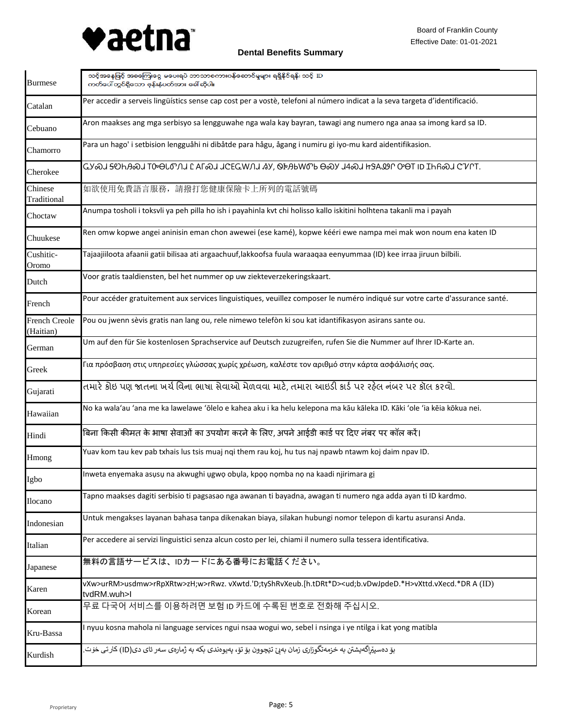Board of Franklin County
Effective Date: 01-01-2021

**Dental Benefits Summary**

| | |
|---|---|
| Burmese | သင့်အနေဖြင့် အခကြေးငွေ မပေးရပဲ ဘာသာစကားဝန်ဆောင်မှုများ ရရှိနိုင်ရန်၊ သင့် ID ကတ်ပေါ်တွင်ရှိသော ဖုန်းနံပတ်အား ခေါ်ဆိုပါ။ |
| Catalan | Per accedir a serveis lingüístics sense cap cost per a vostè, telefoni al número indicat a la seva targeta d'identificació. |
| Cebuano | Aron maakses ang mga serbisyo sa lengguwahe nga wala kay bayran, tawagi ang numero nga anaa sa imong kard sa ID. |
| Chamorro | Para un hago' i setbision lengguåhi ni dibåtde para hågu, ågang i numiru gi iyo-mu kard aidentifikasion. |
| Cherokee | ᏣᎩᏍᏗ ᏕᎬᏂᏯᏍᏗ ᎢᏳᎾᏓᏛᏁᏗ Ꮭ ᎠᎱᏍᏗ ᏗᏟᎶᏍᏔᏅᏗ ᏱᎩ, ᏫᏥᏯᏓᏬᏍᎦ ᎾᏍᎩ ᏗᏎᏍᏗ ᏥᏕᎦᏅᏛᎩ ᎤᎾᎢ ID ᏆᏂᏲᏍᏗ ᏣᏤᎵᎢ. |
| Chinese Traditional | 如欲使用免費語言服務，請撥打您健康保險卡上所列的電話號碼 |
| Choctaw | Anumpa tosholi i toksvli ya peh pilla ho ish i payahinla kvt chi holisso kallo iskitini holhtena takanli ma i payah |
| Chuukese | Ren omw kopwe angei aninisin eman chon awewei (ese kamé), kopwe kééri ewe nampa mei mak won noum ena katen ID |
| Cushitic-Oromo | Tajaajiiloota afaanii gatii bilisaa ati argaachuuf,lakkoofsa fuula waraaqaa eenyummaa (ID) kee irraa jiruun bilbili. |
| Dutch | Voor gratis taaldiensten, bel het nummer op uw ziekteverzekeringskaart. |
| French | Pour accéder gratuitement aux services linguistiques, veuillez composer le numéro indiqué sur votre carte d'assurance santé. |
| French Creole (Haitian) | Pou ou jwenn sèvis gratis nan lang ou, rele nimewo telefòn ki sou kat idantifikasyon asirans sante ou. |
| German | Um auf den für Sie kostenlosen Sprachservice auf Deutsch zuzugreifen, rufen Sie die Nummer auf Ihrer ID-Karte an. |
| Greek | Για πρόσβαση στις υπηρεσίες γλώσσας χωρίς χρέωση, καλέστε τον αριθμό στην κάρτα ασφάλισής σας. |
| Gujarati | તમારે કોઇ પણ જાતના ખર્ચ વિના ભાષા સેવાઓ મેળવવા માટે, તમારા આઇડી કાર્ડ પર રહેલ નંબર પર કૉલ કરવો. |
| Hawaiian | No ka wala'au 'ana me ka lawelawe 'ōlelo e kahea aku i ka helu kelepona ma kāu kāleka ID. Kāki 'ole 'ia kēia kōkua nei. |
| Hindi | बिना किसी कीमत के भाषा सेवाओं का उपयोग करने के लिए, अपने आईडी कार्ड पर दिए नंबर पर कॉल करें। |
| Hmong | Yuav kom tau kev pab txhais lus tsis muaj nqi them rau koj, hu tus naj npawb ntawm koj daim npav ID. |
| Igbo | Inweta enyemaka asụsụ na akwụghi ụgwọ obụla, kpọọ nọmba nọ na kaadi njirimara gị |
| Ilocano | Tapno maakses dagiti serbisio ti pagsasao nga awanan ti bayadna, awagan ti numero nga adda ayan ti ID kardmo. |
| Indonesian | Untuk mengakses layanan bahasa tanpa dikenakan biaya, silakan hubungi nomor telepon di kartu asuransi Anda. |
| Italian | Per accedere ai servizi linguistici senza alcun costo per lei, chiami il numero sulla tessera identificativa. |
| Japanese | 無料の言語サービスは、IDカードにある番号にお電話ください。 |
| Karen | vXw>urRM>usdmw>rRpXRtw>zH;w>rRwz. vXwtd.'D;tyShRvXeub.[h.tDRt*D><ud;b.vDwJpdeD.*H>vXttd.vXecd.*DR A (ID) tvdRM.wuh>I |
| Korean | 무료 다국어 서비스를 이용하려면 보험 ID 카드에 수록된 번호로 전화해 주십시오. |
| Kru-Bassa | I nyuu kosna mahola ni language services ngui nsaa wogui wo, sebel i nsinga i ye ntilga i kat yong matibla |
| Kurdish | بۆ دەسپێڕاگەیشتن بە خزمەتگوزاری زمان بەبێ تێچوون بۆ تۆ، پەیوەندی بکە بە ژمارەی سەر ئای دی(ID) کارتی خۆت. |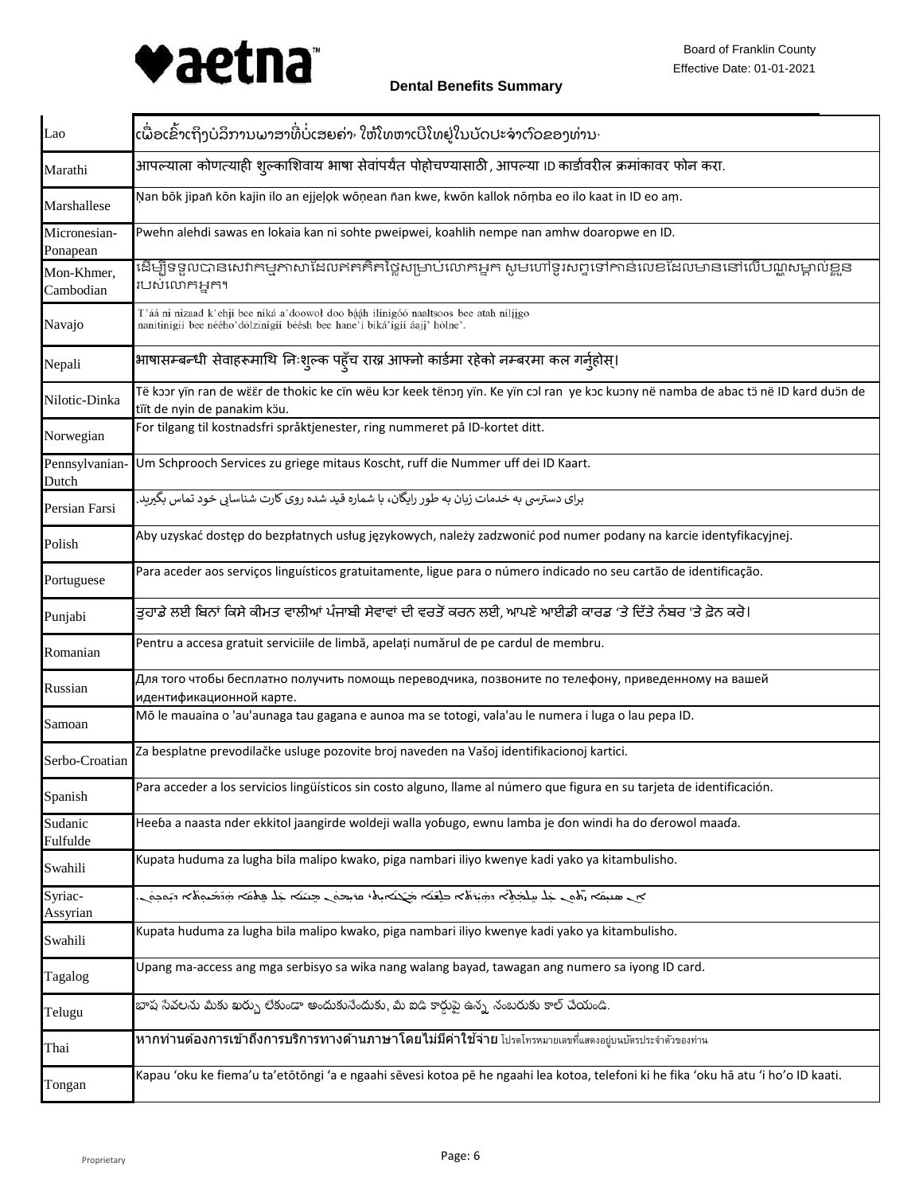**Dental Benefits Summary**

Board of Franklin County
Effective Date: 01-01-2021

| | |
|---|---|
| Lao | ເພື່ອເຂົ້າເຖິງບໍລິການພາສາທີ່ບໍ່ເສຍຄ່າ, ໃຫ້ໂທຫາເບີໂທຢູ່ໃນບັດປະຈຳຕົວຂອງທ່ານ. |
| Marathi | आपल्याला कोणत्याही शुल्काशिवाय भाषा सेवांपर्यंत पोहोचण्यासाठी, आपल्या ID कार्डावरील क्रमांकावर फोन करा. |
| Marshallese | Ṇan bōk jipañ kōn kajin ilo an ejjeļọk wōṇean ñan kwe, kwōn kallok nōṃba eo ilo kaat in ID eo aṃ. |
| Micronesian-Ponapean | Pwehn alehdi sawas en lokaia kan ni sohte pweipwei, koahlih nempe nan amhw doaropwe en ID. |
| Mon-Khmer, Cambodian | ដើម្បីទទួលបានសេវាកម្មភាសាដែលឥតគិតថ្លៃសម្រាប់លោកអ្នក សូមហៅទូរសព្ទទៅកាន់លេខដែលមាននៅលើបណ្ណសម្គាល់ខ្លួនរបស់លោកអ្នក។ |
| Navajo | T'áá ni nizaad k'ehjí bee níká a'doowoł doo bąąh ílínígóó naaltsoos bee atah nílįįgo nanitinígíí bee néého'dólzinígíí béésh bee hane'í biká'ígíí áajį' hólne'. |
| Nepali | भाषासम्बन्धी सेवाहरूमाथि निःशुल्क पहुँच राख्न आफ्नो कार्डमा रहेको नम्बरमा कल गर्नुहोस्। |
| Nilotic-Dinka | Të kɔɔr yïn ran de wëër de thokic ke cïn wëu kɔr keek tënɔŋ yïn. Ke yïn cɔl ran ye kɔc kuɔny në namba de abac tɔ̈ në ID kard duɔ̈n de tïït de nyin de panakim kɔ̈u. |
| Norwegian | For tilgang til kostnadsfri språktjenester, ring nummeret på ID-kortet ditt. |
| Pennsylvanian-Dutch | Um Schprooch Services zu griege mitaus Koscht, ruff die Nummer uff dei ID Kaart. |
| Persian Farsi | برای دسترسی به خدمات زبان به طور رایگان، با شماره قید شده روی کارت شناسایی خود تماس بگیرید. |
| Polish | Aby uzyskać dostęp do bezpłatnych usług językowych, należy zadzwonić pod numer podany na karcie identyfikacyjnej. |
| Portuguese | Para aceder aos serviços linguísticos gratuitamente, ligue para o número indicado no seu cartão de identificação. |
| Punjabi | ਤੁਹਾਡੇ ਲਈ ਬਿਨਾਂ ਕਿਸੇ ਕੀਮਤ ਵਾਲੀਆਂ ਪੰਜਾਬੀ ਸੇਵਾਵਾਂ ਦੀ ਵਰਤੋਂ ਕਰਨ ਲਈ, ਆਪਣੇ ਆਈਡੀ ਕਾਰਡ 'ਤੇ ਦਿੱਤੇ ਨੰਬਰ 'ਤੇ ਫ਼ੋਨ ਕਰੋ। |
| Romanian | Pentru a accesa gratuit serviciile de limbă, apelați numărul de pe cardul de membru. |
| Russian | Для того чтобы бесплатно получить помощь переводчика, позвоните по телефону, приведенному на вашей идентификационной карте. |
| Samoan | Mō le mauaina o 'au'aunaga tau gagana e aunoa ma se totogi, vala'au le numera i luga o lau pepa ID. |
| Serbo-Croatian | Za besplatne prevodilačke usluge pozovite broj naveden na Vašoj identifikacionoj kartici. |
| Spanish | Para acceder a los servicios lingüísticos sin costo alguno, llame al número que figura en su tarjeta de identificación. |
| Sudanic Fulfulde | Heeɓa a naasta nder ekkitol jaangirde woldeji walla yoɓugo, ewnu lamba je ɗon windi ha do ɗerowol maaɗa. |
| Swahili | Kupata huduma za lugha bila malipo kwako, piga nambari iliyo kwenye kadi yako ya kitambulisho. |
| Syriac-Assyrian | ܟܕ ܒܥܝܬܘܢ ܚܠܡܬܐ ܕܝܠ ܒܠܫܢܐ ܕܠܐ ܦܘܪܥܢܐ، ܩܪܘ ܠܡܢܝܢܐ ܕܝܠ ܥܠ ܩܐܪܬܐ ܕܡܫܘܕܥܢܘܬܐ ܕܝܠܟܘܢ. |
| Swahili | Kupata huduma za lugha bila malipo kwako, piga nambari iliyo kwenye kadi yako ya kitambulisho. |
| Tagalog | Upang ma-access ang mga serbisyo sa wika nang walang bayad, tawagan ang numero sa iyong ID card. |
| Telugu | భాష సేవలను మీకు ఖర్చు లేకుండా అందుకునేందుకు, మీ ఐడి కార్డుపై ఉన్న నంబరుకు కాల్ చేయండి. |
| Thai | หากท่านต้องการเข้าถึงการบริการทางด้านภาษาโดยไม่มีค่าใช้จ่าย โปรดโทรหมายเลขที่แสดงอยู่บนบัตรประจำตัวของท่าน |
| Tongan | Kapau 'oku ke fiema'u ta'etōtōngi 'a e ngaahi sēvesi kotoa pē he ngaahi lea kotoa, telefoni ki he fika 'oku hā atu 'i ho'o ID kaati. |

Proprietary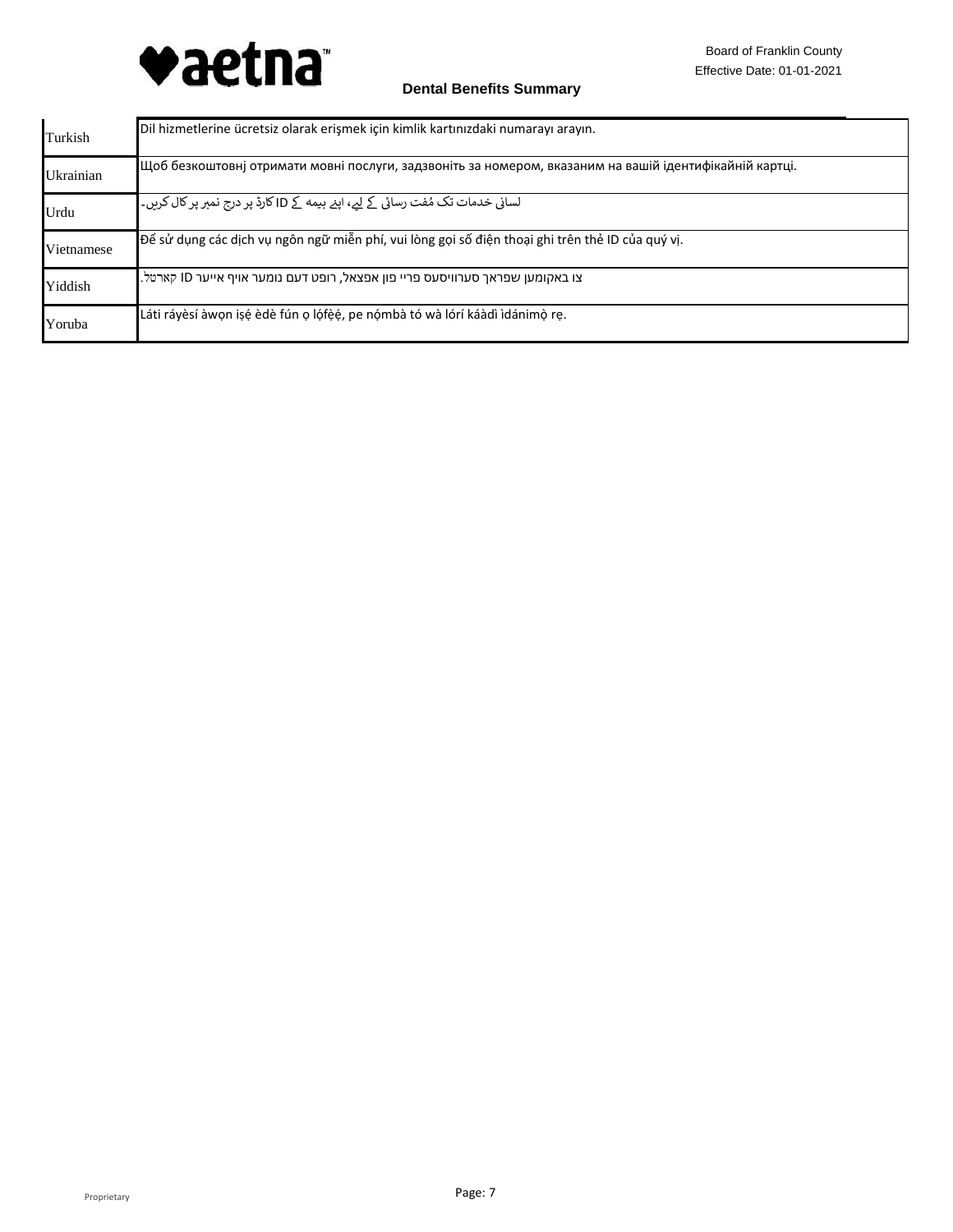| | |
|---|---|
| Turkish | Dil hizmetlerine ücretsiz olarak erişmek için kimlik kartınızdaki numarayı arayın. |
| Ukrainian | Щоб безкоштовнj отримати мовні послуги, задзвоніть за номером, вказаним на вашій ідентифікайній картці. |
| Urdu | لسانی خدمات تک مُفت رسائی کے لیے، اپنے بیمہ کے ID کارڈ پر درج نمبر پر کال کریں۔ |
| Vietnamese | Để sử dụng các dịch vụ ngôn ngữ miễn phí, vui lòng gọi số điện thoại ghi trên thẻ ID của quý vị. |
| Yiddish | צו באקומען שפראך סערוויסעס פריי פון אפצאל, רופט דעם נומער אויף אייער ID קארטל. |
| Yoruba | Láti ráyèsí àwọn iṣẹ́ èdè fún ọ lọ́fẹ̀ẹ́, pe nọ́mbà tó wà lórí káàdì ìdánimọ̀ rẹ. |